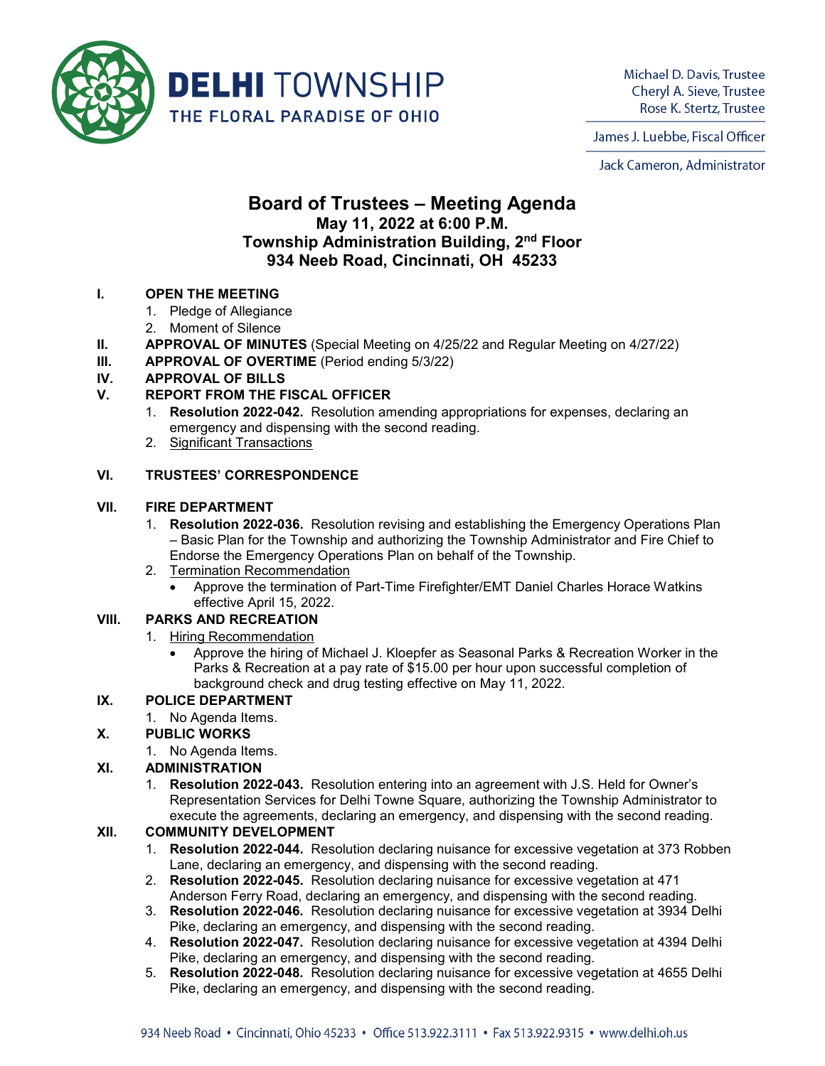**DELHI TOWNSHIP**
THE FLORAL PARADISE OF OHIO

Michael D. Davis, Trustee
Cheryl A. Sieve, Trustee
Rose K. Stertz, Trustee

James J. Luebbe, Fiscal Officer

Jack Cameron, Administrator

# Board of Trustees – Meeting Agenda

**May 11, 2022 at 6:00 P.M.**
**Township Administration Building, 2nd Floor**
**934 Neeb Road, Cincinnati, OH 45233**

**I. OPEN THE MEETING**
1. Pledge of Allegiance
2. Moment of Silence

**II. APPROVAL OF MINUTES** (Special Meeting on 4/25/22 and Regular Meeting on 4/27/22)

**III. APPROVAL OF OVERTIME** (Period ending 5/3/22)

**IV. APPROVAL OF BILLS**

**V. REPORT FROM THE FISCAL OFFICER**
1. **Resolution 2022-042.** Resolution amending appropriations for expenses, declaring an emergency and dispensing with the second reading.
2. Significant Transactions

**VI. TRUSTEES' CORRESPONDENCE**

**VII. FIRE DEPARTMENT**
1. **Resolution 2022-036.** Resolution revising and establishing the Emergency Operations Plan – Basic Plan for the Township and authorizing the Township Administrator and Fire Chief to Endorse the Emergency Operations Plan on behalf of the Township.
2. Termination Recommendation
   - Approve the termination of Part-Time Firefighter/EMT Daniel Charles Horace Watkins effective April 15, 2022.

**VIII. PARKS AND RECREATION**
1. Hiring Recommendation
   - Approve the hiring of Michael J. Kloepfer as Seasonal Parks & Recreation Worker in the Parks & Recreation at a pay rate of $15.00 per hour upon successful completion of background check and drug testing effective on May 11, 2022.

**IX. POLICE DEPARTMENT**
1. No Agenda Items.

**X. PUBLIC WORKS**
1. No Agenda Items.

**XI. ADMINISTRATION**
1. **Resolution 2022-043.** Resolution entering into an agreement with J.S. Held for Owner's Representation Services for Delhi Towne Square, authorizing the Township Administrator to execute the agreements, declaring an emergency, and dispensing with the second reading.

**XII. COMMUNITY DEVELOPMENT**
1. **Resolution 2022-044.** Resolution declaring nuisance for excessive vegetation at 373 Robben Lane, declaring an emergency, and dispensing with the second reading.
2. **Resolution 2022-045.** Resolution declaring nuisance for excessive vegetation at 471 Anderson Ferry Road, declaring an emergency, and dispensing with the second reading.
3. **Resolution 2022-046.** Resolution declaring nuisance for excessive vegetation at 3934 Delhi Pike, declaring an emergency, and dispensing with the second reading.
4. **Resolution 2022-047.** Resolution declaring nuisance for excessive vegetation at 4394 Delhi Pike, declaring an emergency, and dispensing with the second reading.
5. **Resolution 2022-048.** Resolution declaring nuisance for excessive vegetation at 4655 Delhi Pike, declaring an emergency, and dispensing with the second reading.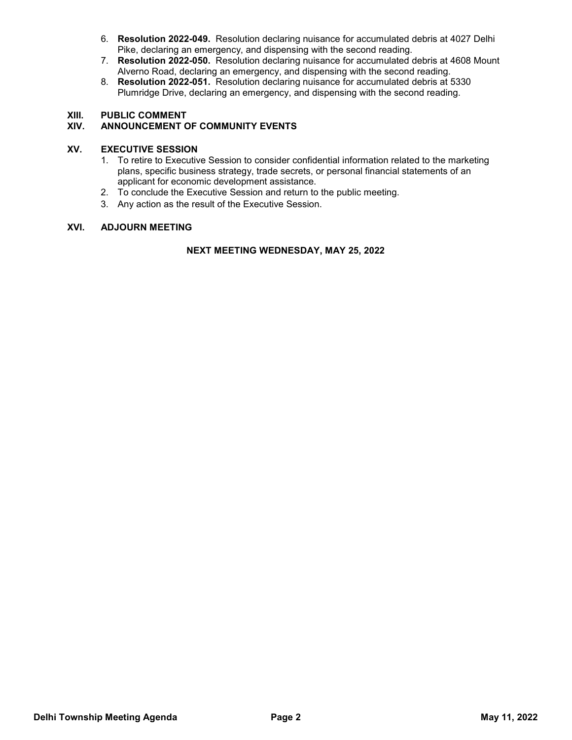6. **Resolution 2022-049.** Resolution declaring nuisance for accumulated debris at 4027 Delhi Pike, declaring an emergency, and dispensing with the second reading.
7. **Resolution 2022-050.** Resolution declaring nuisance for accumulated debris at 4608 Mount Alverno Road, declaring an emergency, and dispensing with the second reading.
8. **Resolution 2022-051.** Resolution declaring nuisance for accumulated debris at 5330 Plumridge Drive, declaring an emergency, and dispensing with the second reading.

## XIII. PUBLIC COMMENT

## XIV. ANNOUNCEMENT OF COMMUNITY EVENTS

## XV. EXECUTIVE SESSION

1. To retire to Executive Session to consider confidential information related to the marketing plans, specific business strategy, trade secrets, or personal financial statements of an applicant for economic development assistance.
2. To conclude the Executive Session and return to the public meeting.
3. Any action as the result of the Executive Session.

## XVI. ADJOURN MEETING

**NEXT MEETING WEDNESDAY, MAY 25, 2022**